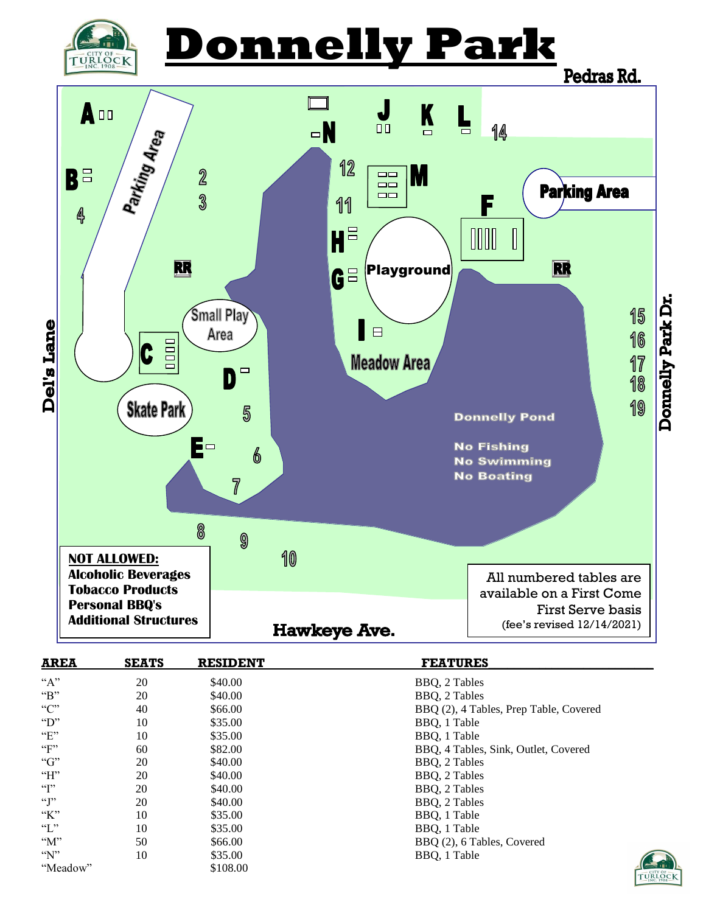# Donnelly Park

Pedras Rd.

Del's Lane

Donnelly Park Dr.

Hawkeye Ave.

Donnelly Pond

No Fishing
No Swimming
No Boating

**NOT ALLOWED:**
**Alcoholic Beverages**
**Tobacco Products**
**Personal BBQ's**
**Additional Structures**

All numbered tables are available on a First Come First Serve basis
(fee's revised 12/14/2021)

| AREA | SEATS | RESIDENT | FEATURES |
|---|---|---|---|
| "A" | 20 | $40.00 | BBQ, 2 Tables |
| "B" | 20 | $40.00 | BBQ, 2 Tables |
| "C" | 40 | $66.00 | BBQ (2), 4 Tables, Prep Table, Covered |
| "D" | 10 | $35.00 | BBQ, 1 Table |
| "E" | 10 | $35.00 | BBQ, 1 Table |
| "F" | 60 | $82.00 | BBQ, 4 Tables, Sink, Outlet, Covered |
| "G" | 20 | $40.00 | BBQ, 2 Tables |
| "H" | 20 | $40.00 | BBQ, 2 Tables |
| "I" | 20 | $40.00 | BBQ, 2 Tables |
| "J" | 20 | $40.00 | BBQ, 2 Tables |
| "K" | 10 | $35.00 | BBQ, 1 Table |
| "L" | 10 | $35.00 | BBQ, 1 Table |
| "M" | 50 | $66.00 | BBQ (2), 6 Tables, Covered |
| "N" | 10 | $35.00 | BBQ, 1 Table |
| "Meadow" | | $108.00 | |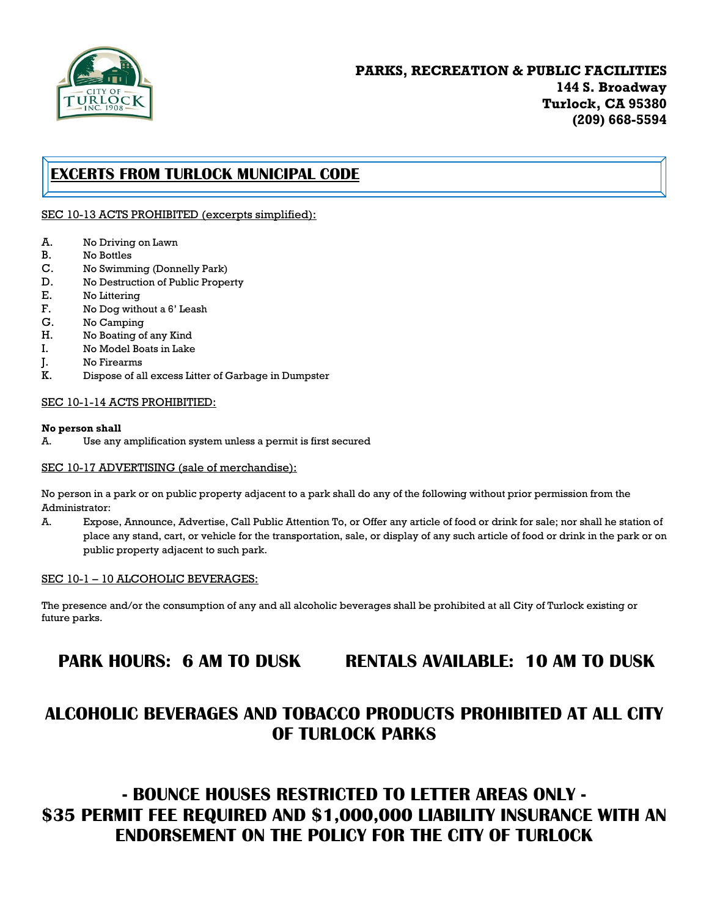**PARKS, RECREATION & PUBLIC FACILITIES**
**144 S. Broadway**
**Turlock, CA 95380**
**(209) 668-5594**

# EXCERTS FROM TURLOCK MUNICIPAL CODE

SEC 10-13 ACTS PROHIBITED (excerpts simplified):

A. No Driving on Lawn
B. No Bottles
C. No Swimming (Donnelly Park)
D. No Destruction of Public Property
E. No Littering
F. No Dog without a 6' Leash
G. No Camping
H. No Boating of any Kind
I. No Model Boats in Lake
J. No Firearms
K. Dispose of all excess Litter of Garbage in Dumpster

SEC 10-1-14 ACTS PROHIBITIED:

**No person shall**
A. Use any amplification system unless a permit is first secured

SEC 10-17 ADVERTISING (sale of merchandise):

No person in a park or on public property adjacent to a park shall do any of the following without prior permission from the Administrator:

A. Expose, Announce, Advertise, Call Public Attention To, or Offer any article of food or drink for sale; nor shall he station of place any stand, cart, or vehicle for the transportation, sale, or display of any such article of food or drink in the park or on public property adjacent to such park.

SEC 10-1 – 10 ALCOHOLIC BEVERAGES:

The presence and/or the consumption of any and all alcoholic beverages shall be prohibited at all City of Turlock existing or future parks.

## PARK HOURS: 6 AM TO DUSK RENTALS AVAILABLE: 10 AM TO DUSK

## ALCOHOLIC BEVERAGES AND TOBACCO PRODUCTS PROHIBITED AT ALL CITY OF TURLOCK PARKS

## - BOUNCE HOUSES RESTRICTED TO LETTER AREAS ONLY - $35 PERMIT FEE REQUIRED AND $1,000,000 LIABILITY INSURANCE WITH AN ENDORSEMENT ON THE POLICY FOR THE CITY OF TURLOCK